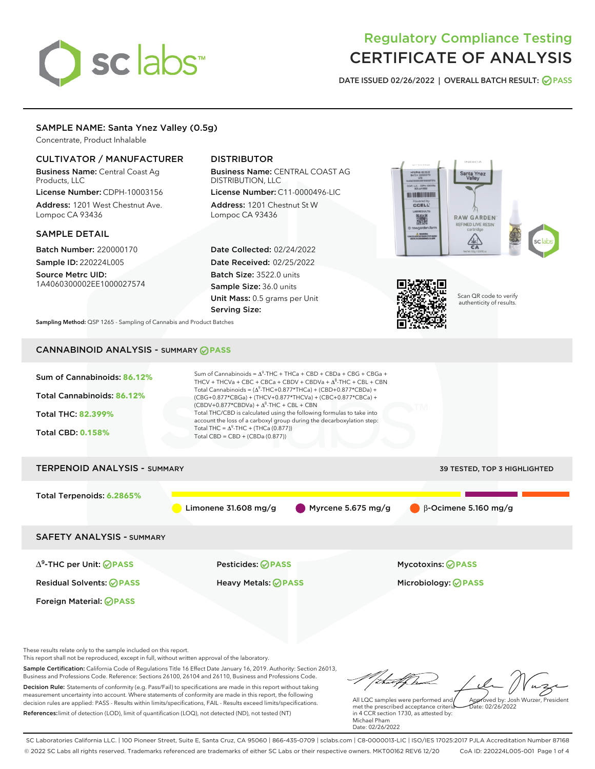# Regulatory Compliance Testing
# CERTIFICATE OF ANALYSIS

DATE ISSUED 02/26/2022 | OVERALL BATCH RESULT: PASS

## SAMPLE NAME: Santa Ynez Valley (0.5g)

Concentrate, Product Inhalable

### CULTIVATOR / MANUFACTURER

**Business Name:** Central Coast Ag Products, LLC

**License Number:** CDPH-10003156

**Address:** 1201 West Chestnut Ave. Lompoc CA 93436

### DISTRIBUTOR

**Business Name:** CENTRAL COAST AG DISTRIBUTION, LLC

**License Number:** C11-0000496-LIC

**Address:** 1201 Chestnut St W Lompoc CA 93436

### SAMPLE DETAIL

**Batch Number:** 220000170

**Sample ID:** 220224L005

**Source Metrc UID:** 1A4060300002EE1000027574

**Date Collected:** 02/24/2022

**Date Received:** 02/25/2022

**Batch Size:** 3522.0 units

**Sample Size:** 36.0 units

**Unit Mass:** 0.5 grams per Unit

**Serving Size:**

Scan QR code to verify authenticity of results.

**Sampling Method:** QSP 1265 - Sampling of Cannabis and Product Batches

## CANNABINOID ANALYSIS - SUMMARY PASS

Sum of Cannabinoids: **86.12%**

Total Cannabinoids: **86.12%**

Total THC: **82.399%**

Total CBD: **0.158%**

Sum of Cannabinoids = $\Delta^9$-THC + THCa + CBD + CBDa + CBG + CBGa + THCV + THCVa + CBC + CBCa + CBDV + CBDVa + $\Delta^8$-THC + CBL + CBN

Total Cannabinoids = ($\Delta^9$-THC+0.877*THCa) + (CBD+0.877*CBDa) + (CBG+0.877*CBGa) + (THCV+0.877*THCVa) + (CBC+0.877*CBCa) + (CBDV+0.877*CBDVa) + $\Delta^8$-THC + CBL + CBN

Total THC/CBD is calculated using the following formulas to take into account the loss of a carboxyl group during the decarboxylation step:

Total THC = $\Delta^9$-THC + (THCa (0.877))

Total CBD = CBD + (CBDa (0.877))

## TERPENOID ANALYSIS - SUMMARY

39 TESTED, TOP 3 HIGHLIGHTED

Total Terpenoids: **6.2865%**

Limonene 31.608 mg/g

Myrcene 5.675 mg/g

β-Ocimene 5.160 mg/g

## SAFETY ANALYSIS - SUMMARY

| | | |
|---|---|---|
| $\Delta^9$-THC per Unit: PASS | Pesticides: PASS | Mycotoxins: PASS |
| Residual Solvents: PASS | Heavy Metals: PASS | Microbiology: PASS |
| Foreign Material: PASS | | |

These results relate only to the sample included on this report.
This report shall not be reproduced, except in full, without written approval of the laboratory.

**Sample Certification:** California Code of Regulations Title 16 Effect Date January 16, 2019. Authority: Section 26013, Business and Professions Code. Reference: Sections 26100, 26104 and 26110, Business and Professions Code.

**Decision Rule:** Statements of conformity (e.g. Pass/Fail) to specifications are made in this report without taking measurement uncertainty into account. Where statements of conformity are made in this report, the following decision rules are applied: PASS - Results within limits/specifications, FAIL - Results exceed limits/specifications.

**References:** limit of detection (LOD), limit of quantification (LOQ), not detected (ND), not tested (NT)

All LQC samples were performed and met the prescribed acceptance criteria in 4 CCR section 1730, as attested by: Michael Pham
Date: 02/26/2022

Approved by: Josh Wurzer, President
Date: 02/26/2022

SC Laboratories California LLC. | 100 Pioneer Street, Suite E, Santa Cruz, CA 95060 | 866-435-0709 | sclabs.com | C8-0000013-LIC | ISO/IES 17025:2017 PJLA Accreditation Number 87168
© 2022 SC Labs all rights reserved. Trademarks referenced are trademarks of either SC Labs or their respective owners. MKT00162 REV6 12/20 CoA ID: 220224L005-001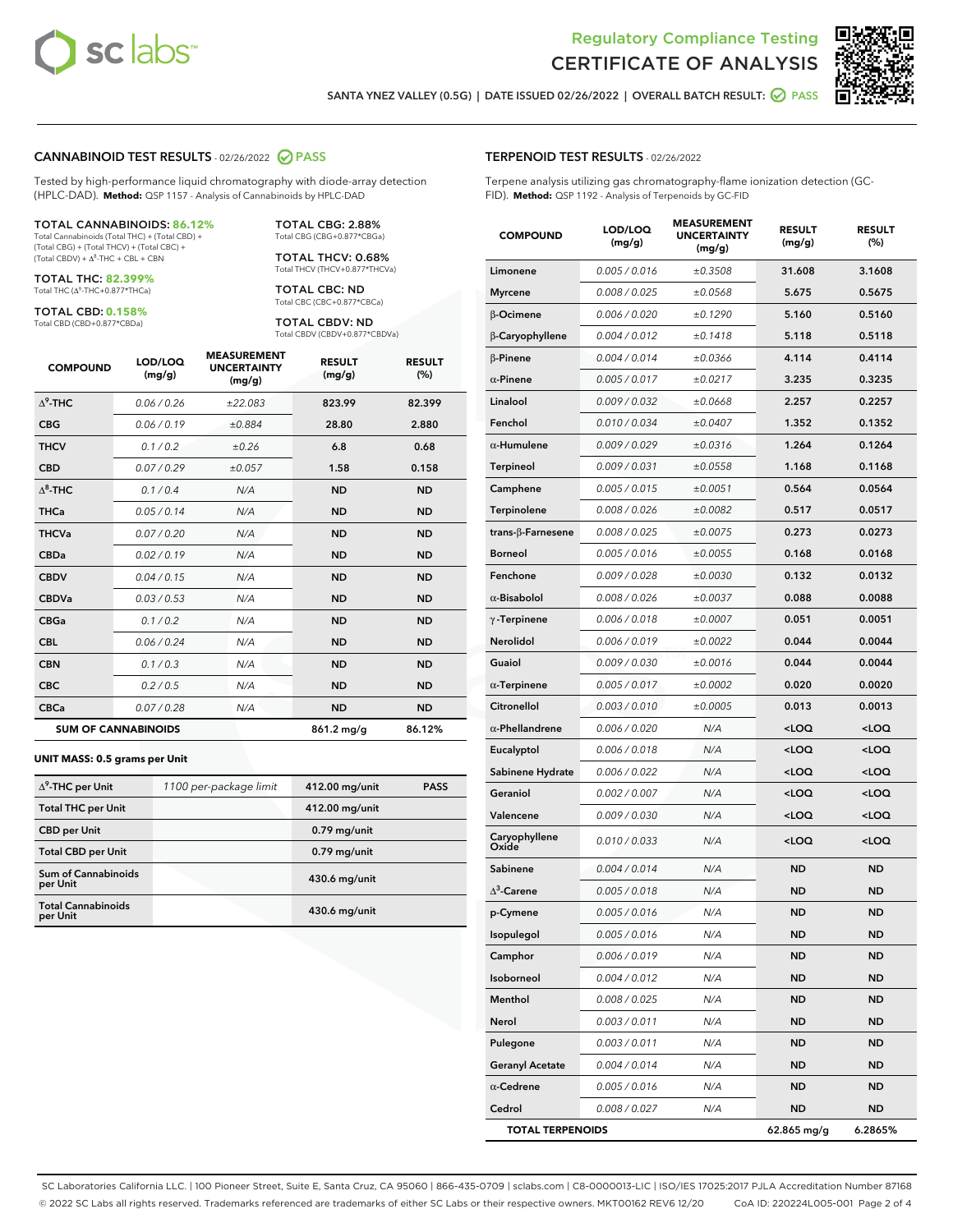# Regulatory Compliance Testing
# CERTIFICATE OF ANALYSIS

SANTA YNEZ VALLEY (0.5G) | DATE ISSUED 02/26/2022 | OVERALL BATCH RESULT: PASS

## CANNABINOID TEST RESULTS - 02/26/2022 PASS

Tested by high-performance liquid chromatography with diode-array detection (HPLC-DAD). **Method:** QSP 1157 - Analysis of Cannabinoids by HPLC-DAD

**TOTAL CANNABINOIDS: 86.12%**
Total Cannabinoids (Total THC) + (Total CBD) + (Total CBG) + (Total THCV) + (Total CBC) + (Total CBDV) + $\Delta^8$-THC + CBL + CBN

**TOTAL THC: 82.399%**
Total THC ($\Delta^9$-THC+0.877*THCa)

**TOTAL CBD: 0.158%**
Total CBD (CBD+0.877*CBDa)

**TOTAL CBG: 2.88%**
Total CBG (CBG+0.877*CBGa)

**TOTAL THCV: 0.68%**
Total THCV (THCV+0.877*THCVa)

**TOTAL CBC: ND**
Total CBC (CBC+0.877*CBCa)

**TOTAL CBDV: ND**
Total CBDV (CBDV+0.877*CBDVa)

| COMPOUND | LOD/LOQ (mg/g) | MEASUREMENT UNCERTAINTY (mg/g) | RESULT (mg/g) | RESULT (%) |
|---|---|---|---|---|
| $\Delta^9$-THC | 0.06 / 0.26 | ±22.083 | 823.99 | 82.399 |
| CBG | 0.06 / 0.19 | ±0.884 | 28.80 | 2.880 |
| THCV | 0.1 / 0.2 | ±0.26 | 6.8 | 0.68 |
| CBD | 0.07 / 0.29 | ±0.057 | 1.58 | 0.158 |
| $\Delta^8$-THC | 0.1 / 0.4 | N/A | ND | ND |
| THCa | 0.05 / 0.14 | N/A | ND | ND |
| THCVa | 0.07 / 0.20 | N/A | ND | ND |
| CBDa | 0.02 / 0.19 | N/A | ND | ND |
| CBDV | 0.04 / 0.15 | N/A | ND | ND |
| CBDVa | 0.03 / 0.53 | N/A | ND | ND |
| CBGa | 0.1 / 0.2 | N/A | ND | ND |
| CBL | 0.06 / 0.24 | N/A | ND | ND |
| CBN | 0.1 / 0.3 | N/A | ND | ND |
| CBC | 0.2 / 0.5 | N/A | ND | ND |
| CBCa | 0.07 / 0.28 | N/A | ND | ND |
| **SUM OF CANNABINOIDS** | | | 861.2 mg/g | 86.12% |

**UNIT MASS: 0.5 grams per Unit**

| | | | |
|---|---|---|---|
| $\Delta^9$-THC per Unit | 1100 per-package limit | 412.00 mg/unit | PASS |
| Total THC per Unit | | 412.00 mg/unit | |
| CBD per Unit | | 0.79 mg/unit | |
| Total CBD per Unit | | 0.79 mg/unit | |
| Sum of Cannabinoids per Unit | | 430.6 mg/unit | |
| Total Cannabinoids per Unit | | 430.6 mg/unit | |

## TERPENOID TEST RESULTS - 02/26/2022

Terpene analysis utilizing gas chromatography-flame ionization detection (GC-FID). **Method:** QSP 1192 - Analysis of Terpenoids by GC-FID

| COMPOUND | LOD/LOQ (mg/g) | MEASUREMENT UNCERTAINTY (mg/g) | RESULT (mg/g) | RESULT (%) |
|---|---|---|---|---|
| Limonene | 0.005 / 0.016 | ±0.3508 | 31.608 | 3.1608 |
| Myrcene | 0.008 / 0.025 | ±0.0568 | 5.675 | 0.5675 |
| β-Ocimene | 0.006 / 0.020 | ±0.1290 | 5.160 | 0.5160 |
| β-Caryophyllene | 0.004 / 0.012 | ±0.1418 | 5.118 | 0.5118 |
| β-Pinene | 0.004 / 0.014 | ±0.0366 | 4.114 | 0.4114 |
| α-Pinene | 0.005 / 0.017 | ±0.0217 | 3.235 | 0.3235 |
| Linalool | 0.009 / 0.032 | ±0.0668 | 2.257 | 0.2257 |
| Fenchol | 0.010 / 0.034 | ±0.0407 | 1.352 | 0.1352 |
| α-Humulene | 0.009 / 0.029 | ±0.0316 | 1.264 | 0.1264 |
| Terpineol | 0.009 / 0.031 | ±0.0558 | 1.168 | 0.1168 |
| Camphene | 0.005 / 0.015 | ±0.0051 | 0.564 | 0.0564 |
| Terpinolene | 0.008 / 0.026 | ±0.0082 | 0.517 | 0.0517 |
| trans-β-Farnesene | 0.008 / 0.025 | ±0.0075 | 0.273 | 0.0273 |
| Borneol | 0.005 / 0.016 | ±0.0055 | 0.168 | 0.0168 |
| Fenchone | 0.009 / 0.028 | ±0.0030 | 0.132 | 0.0132 |
| α-Bisabolol | 0.008 / 0.026 | ±0.0037 | 0.088 | 0.0088 |
| γ-Terpinene | 0.006 / 0.018 | ±0.0007 | 0.051 | 0.0051 |
| Nerolidol | 0.006 / 0.019 | ±0.0022 | 0.044 | 0.0044 |
| Guaiol | 0.009 / 0.030 | ±0.0016 | 0.044 | 0.0044 |
| α-Terpinene | 0.005 / 0.017 | ±0.0002 | 0.020 | 0.0020 |
| Citronellol | 0.003 / 0.010 | ±0.0005 | 0.013 | 0.0013 |
| α-Phellandrene | 0.006 / 0.020 | N/A | <LOQ | <LOQ |
| Eucalyptol | 0.006 / 0.018 | N/A | <LOQ | <LOQ |
| Sabinene Hydrate | 0.006 / 0.022 | N/A | <LOQ | <LOQ |
| Geraniol | 0.002 / 0.007 | N/A | <LOQ | <LOQ |
| Valencene | 0.009 / 0.030 | N/A | <LOQ | <LOQ |
| Caryophyllene Oxide | 0.010 / 0.033 | N/A | <LOQ | <LOQ |
| Sabinene | 0.004 / 0.014 | N/A | ND | ND |
| $\Delta^3$-Carene | 0.005 / 0.018 | N/A | ND | ND |
| p-Cymene | 0.005 / 0.016 | N/A | ND | ND |
| Isopulegol | 0.005 / 0.016 | N/A | ND | ND |
| Camphor | 0.006 / 0.019 | N/A | ND | ND |
| Isoborneol | 0.004 / 0.012 | N/A | ND | ND |
| Menthol | 0.008 / 0.025 | N/A | ND | ND |
| Nerol | 0.003 / 0.011 | N/A | ND | ND |
| Pulegone | 0.003 / 0.011 | N/A | ND | ND |
| Geranyl Acetate | 0.004 / 0.014 | N/A | ND | ND |
| α-Cedrene | 0.005 / 0.016 | N/A | ND | ND |
| Cedrol | 0.008 / 0.027 | N/A | ND | ND |
| **TOTAL TERPENOIDS** | | | 62.865 mg/g | 6.2865% |

SC Laboratories California LLC. | 100 Pioneer Street, Suite E, Santa Cruz, CA 95060 | 866-435-0709 | sclabs.com | C8-0000013-LIC | ISO/IES 17025:2017 PJLA Accreditation Number 87168
© 2022 SC Labs all rights reserved. Trademarks referenced are trademarks of either SC Labs or their respective owners. MKT00162 REV6 12/20 CoA ID: 220224L005-001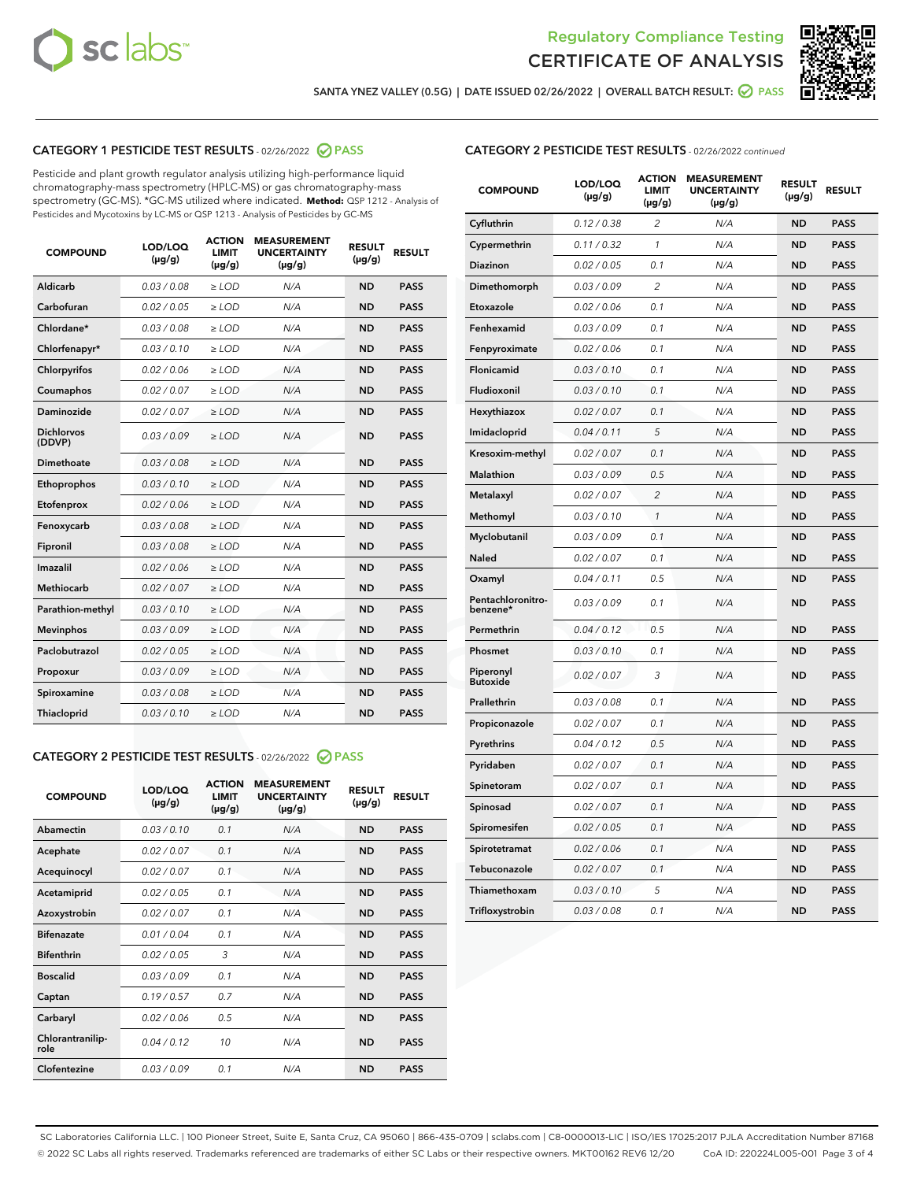Regulatory Compliance Testing
# CERTIFICATE OF ANALYSIS

SANTA YNEZ VALLEY (0.5G) | DATE ISSUED 02/26/2022 | OVERALL BATCH RESULT: PASS

## CATEGORY 1 PESTICIDE TEST RESULTS - 02/26/2022 PASS

Pesticide and plant growth regulator analysis utilizing high-performance liquid chromatography-mass spectrometry (HPLC-MS) or gas chromatography-mass spectrometry (GC-MS). *GC-MS utilized where indicated. **Method:** QSP 1212 - Analysis of Pesticides and Mycotoxins by LC-MS or QSP 1213 - Analysis of Pesticides by GC-MS

| COMPOUND | LOD/LOQ (µg/g) | ACTION LIMIT (µg/g) | MEASUREMENT UNCERTAINTY (µg/g) | RESULT (µg/g) | RESULT |
|---|---|---|---|---|---|
| Aldicarb | 0.03 / 0.08 | ≥ LOD | N/A | ND | PASS |
| Carbofuran | 0.02 / 0.05 | ≥ LOD | N/A | ND | PASS |
| Chlordane* | 0.03 / 0.08 | ≥ LOD | N/A | ND | PASS |
| Chlorfenapyr* | 0.03 / 0.10 | ≥ LOD | N/A | ND | PASS |
| Chlorpyrifos | 0.02 / 0.06 | ≥ LOD | N/A | ND | PASS |
| Coumaphos | 0.02 / 0.07 | ≥ LOD | N/A | ND | PASS |
| Daminozide | 0.02 / 0.07 | ≥ LOD | N/A | ND | PASS |
| Dichlorvos (DDVP) | 0.03 / 0.09 | ≥ LOD | N/A | ND | PASS |
| Dimethoate | 0.03 / 0.08 | ≥ LOD | N/A | ND | PASS |
| Ethoprophos | 0.03 / 0.10 | ≥ LOD | N/A | ND | PASS |
| Etofenprox | 0.02 / 0.06 | ≥ LOD | N/A | ND | PASS |
| Fenoxycarb | 0.03 / 0.08 | ≥ LOD | N/A | ND | PASS |
| Fipronil | 0.03 / 0.08 | ≥ LOD | N/A | ND | PASS |
| Imazalil | 0.02 / 0.06 | ≥ LOD | N/A | ND | PASS |
| Methiocarb | 0.02 / 0.07 | ≥ LOD | N/A | ND | PASS |
| Parathion-methyl | 0.03 / 0.10 | ≥ LOD | N/A | ND | PASS |
| Mevinphos | 0.03 / 0.09 | ≥ LOD | N/A | ND | PASS |
| Paclobutrazol | 0.02 / 0.05 | ≥ LOD | N/A | ND | PASS |
| Propoxur | 0.03 / 0.09 | ≥ LOD | N/A | ND | PASS |
| Spiroxamine | 0.03 / 0.08 | ≥ LOD | N/A | ND | PASS |
| Thiacloprid | 0.03 / 0.10 | ≥ LOD | N/A | ND | PASS |

## CATEGORY 2 PESTICIDE TEST RESULTS - 02/26/2022 PASS

| COMPOUND | LOD/LOQ (µg/g) | ACTION LIMIT (µg/g) | MEASUREMENT UNCERTAINTY (µg/g) | RESULT (µg/g) | RESULT |
|---|---|---|---|---|---|
| Abamectin | 0.03 / 0.10 | 0.1 | N/A | ND | PASS |
| Acephate | 0.02 / 0.07 | 0.1 | N/A | ND | PASS |
| Acequinocyl | 0.02 / 0.07 | 0.1 | N/A | ND | PASS |
| Acetamiprid | 0.02 / 0.05 | 0.1 | N/A | ND | PASS |
| Azoxystrobin | 0.02 / 0.07 | 0.1 | N/A | ND | PASS |
| Bifenazate | 0.01 / 0.04 | 0.1 | N/A | ND | PASS |
| Bifenthrin | 0.02 / 0.05 | 3 | N/A | ND | PASS |
| Boscalid | 0.03 / 0.09 | 0.1 | N/A | ND | PASS |
| Captan | 0.19 / 0.57 | 0.7 | N/A | ND | PASS |
| Carbaryl | 0.02 / 0.06 | 0.5 | N/A | ND | PASS |
| Chlorantraniliprole | 0.04 / 0.12 | 10 | N/A | ND | PASS |
| Clofentezine | 0.03 / 0.09 | 0.1 | N/A | ND | PASS |
| Cyfluthrin | 0.12 / 0.38 | 2 | N/A | ND | PASS |
| Cypermethrin | 0.11 / 0.32 | 1 | N/A | ND | PASS |
| Diazinon | 0.02 / 0.05 | 0.1 | N/A | ND | PASS |
| Dimethomorph | 0.03 / 0.09 | 2 | N/A | ND | PASS |
| Etoxazole | 0.02 / 0.06 | 0.1 | N/A | ND | PASS |
| Fenhexamid | 0.03 / 0.09 | 0.1 | N/A | ND | PASS |
| Fenpyroximate | 0.02 / 0.06 | 0.1 | N/A | ND | PASS |
| Flonicamid | 0.03 / 0.10 | 0.1 | N/A | ND | PASS |
| Fludioxonil | 0.03 / 0.10 | 0.1 | N/A | ND | PASS |
| Hexythiazox | 0.02 / 0.07 | 0.1 | N/A | ND | PASS |
| Imidacloprid | 0.04 / 0.11 | 5 | N/A | ND | PASS |
| Kresoxim-methyl | 0.02 / 0.07 | 0.1 | N/A | ND | PASS |
| Malathion | 0.03 / 0.09 | 0.5 | N/A | ND | PASS |
| Metalaxyl | 0.02 / 0.07 | 2 | N/A | ND | PASS |
| Methomyl | 0.03 / 0.10 | 1 | N/A | ND | PASS |
| Myclobutanil | 0.03 / 0.09 | 0.1 | N/A | ND | PASS |
| Naled | 0.02 / 0.07 | 0.1 | N/A | ND | PASS |
| Oxamyl | 0.04 / 0.11 | 0.5 | N/A | ND | PASS |
| Pentachloronitrobenzene* | 0.03 / 0.09 | 0.1 | N/A | ND | PASS |
| Permethrin | 0.04 / 0.12 | 0.5 | N/A | ND | PASS |
| Phosmet | 0.03 / 0.10 | 0.1 | N/A | ND | PASS |
| Piperonyl Butoxide | 0.02 / 0.07 | 3 | N/A | ND | PASS |
| Prallethrin | 0.03 / 0.08 | 0.1 | N/A | ND | PASS |
| Propiconazole | 0.02 / 0.07 | 0.1 | N/A | ND | PASS |
| Pyrethrins | 0.04 / 0.12 | 0.5 | N/A | ND | PASS |
| Pyridaben | 0.02 / 0.07 | 0.1 | N/A | ND | PASS |
| Spinetoram | 0.02 / 0.07 | 0.1 | N/A | ND | PASS |
| Spinosad | 0.02 / 0.07 | 0.1 | N/A | ND | PASS |
| Spiromesifen | 0.02 / 0.05 | 0.1 | N/A | ND | PASS |
| Spirotetramat | 0.02 / 0.06 | 0.1 | N/A | ND | PASS |
| Tebuconazole | 0.02 / 0.07 | 0.1 | N/A | ND | PASS |
| Thiamethoxam | 0.03 / 0.10 | 5 | N/A | ND | PASS |
| Trifloxystrobin | 0.03 / 0.08 | 0.1 | N/A | ND | PASS |

SC Laboratories California LLC. | 100 Pioneer Street, Suite E, Santa Cruz, CA 95060 | 866-435-0709 | sclabs.com | C8-0000013-LIC | ISO/IES 17025:2017 PJLA Accreditation Number 87168
© 2022 SC Labs all rights reserved. Trademarks referenced are trademarks of either SC Labs or their respective owners. MKT00162 REV6 12/20 CoA ID: 220224L005-001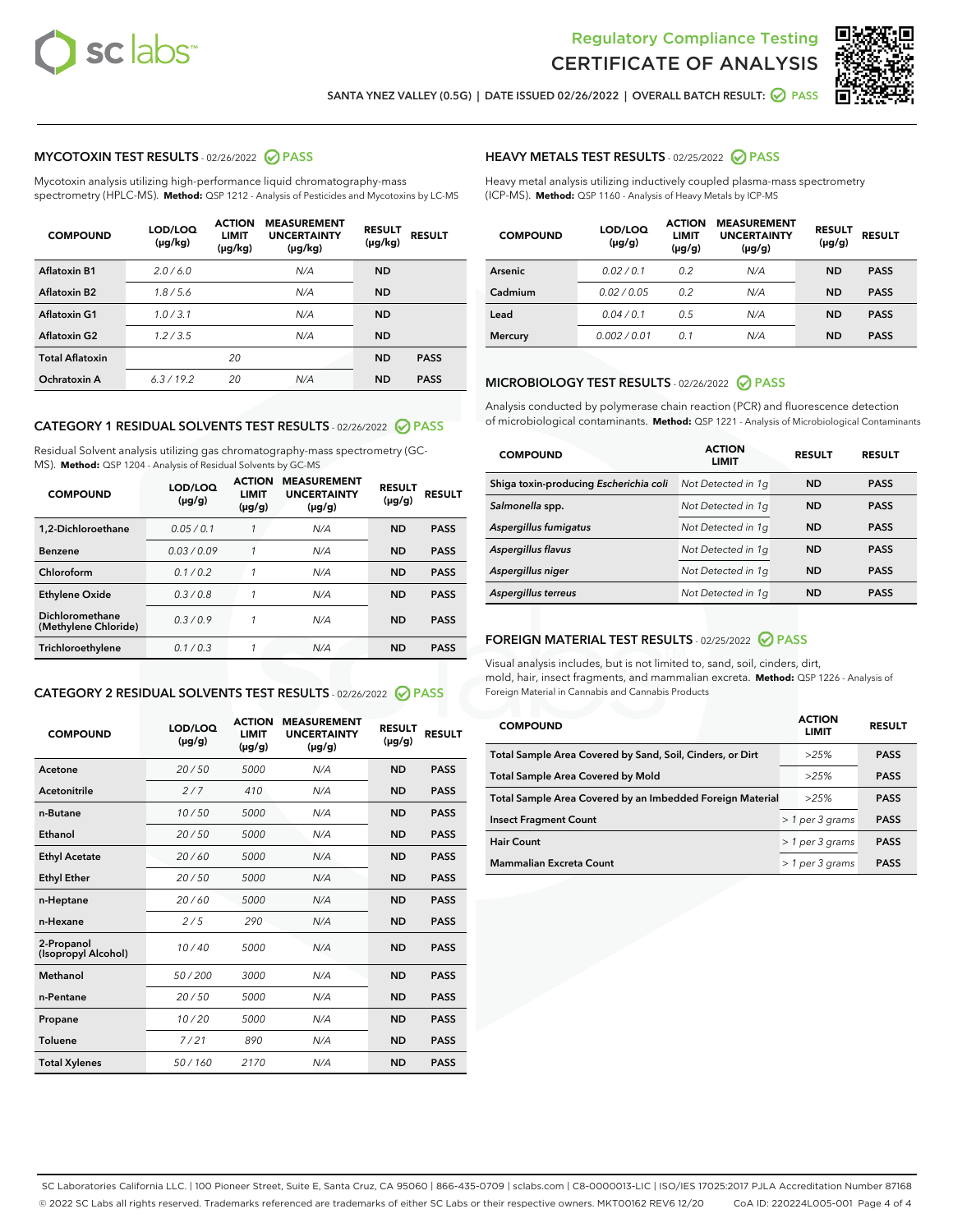Regulatory Compliance Testing

# CERTIFICATE OF ANALYSIS

SANTA YNEZ VALLEY (0.5G) | DATE ISSUED 02/26/2022 | OVERALL BATCH RESULT: PASS

## MYCOTOXIN TEST RESULTS - 02/26/2022 PASS

Mycotoxin analysis utilizing high-performance liquid chromatography-mass spectrometry (HPLC-MS). **Method:** QSP 1212 - Analysis of Pesticides and Mycotoxins by LC-MS

| COMPOUND | LOD/LOQ (µg/kg) | ACTION LIMIT (µg/kg) | MEASUREMENT UNCERTAINTY (µg/kg) | RESULT (µg/kg) | RESULT |
|---|---|---|---|---|---|
| Aflatoxin B1 | 2.0 / 6.0 | | N/A | ND | |
| Aflatoxin B2 | 1.8 / 5.6 | | N/A | ND | |
| Aflatoxin G1 | 1.0 / 3.1 | | N/A | ND | |
| Aflatoxin G2 | 1.2 / 3.5 | | N/A | ND | |
| Total Aflatoxin | | 20 | | ND | PASS |
| Ochratoxin A | 6.3 / 19.2 | 20 | N/A | ND | PASS |

## CATEGORY 1 RESIDUAL SOLVENTS TEST RESULTS - 02/26/2022 PASS

Residual Solvent analysis utilizing gas chromatography-mass spectrometry (GC-MS). **Method:** QSP 1204 - Analysis of Residual Solvents by GC-MS

| COMPOUND | LOD/LOQ (µg/g) | ACTION LIMIT (µg/g) | MEASUREMENT UNCERTAINTY (µg/g) | RESULT (µg/g) | RESULT |
|---|---|---|---|---|---|
| 1,2-Dichloroethane | 0.05 / 0.1 | 1 | N/A | ND | PASS |
| Benzene | 0.03 / 0.09 | 1 | N/A | ND | PASS |
| Chloroform | 0.1 / 0.2 | 1 | N/A | ND | PASS |
| Ethylene Oxide | 0.3 / 0.8 | 1 | N/A | ND | PASS |
| Dichloromethane (Methylene Chloride) | 0.3 / 0.9 | 1 | N/A | ND | PASS |
| Trichloroethylene | 0.1 / 0.3 | 1 | N/A | ND | PASS |

## CATEGORY 2 RESIDUAL SOLVENTS TEST RESULTS - 02/26/2022 PASS

| COMPOUND | LOD/LOQ (µg/g) | ACTION LIMIT (µg/g) | MEASUREMENT UNCERTAINTY (µg/g) | RESULT (µg/g) | RESULT |
|---|---|---|---|---|---|
| Acetone | 20 / 50 | 5000 | N/A | ND | PASS |
| Acetonitrile | 2 / 7 | 410 | N/A | ND | PASS |
| n-Butane | 10 / 50 | 5000 | N/A | ND | PASS |
| Ethanol | 20 / 50 | 5000 | N/A | ND | PASS |
| Ethyl Acetate | 20 / 60 | 5000 | N/A | ND | PASS |
| Ethyl Ether | 20 / 50 | 5000 | N/A | ND | PASS |
| n-Heptane | 20 / 60 | 5000 | N/A | ND | PASS |
| n-Hexane | 2 / 5 | 290 | N/A | ND | PASS |
| 2-Propanol (Isopropyl Alcohol) | 10 / 40 | 5000 | N/A | ND | PASS |
| Methanol | 50 / 200 | 3000 | N/A | ND | PASS |
| n-Pentane | 20 / 50 | 5000 | N/A | ND | PASS |
| Propane | 10 / 20 | 5000 | N/A | ND | PASS |
| Toluene | 7 / 21 | 890 | N/A | ND | PASS |
| Total Xylenes | 50 / 160 | 2170 | N/A | ND | PASS |

## HEAVY METALS TEST RESULTS - 02/25/2022 PASS

Heavy metal analysis utilizing inductively coupled plasma-mass spectrometry (ICP-MS). **Method:** QSP 1160 - Analysis of Heavy Metals by ICP-MS

| COMPOUND | LOD/LOQ (µg/g) | ACTION LIMIT (µg/g) | MEASUREMENT UNCERTAINTY (µg/g) | RESULT (µg/g) | RESULT |
|---|---|---|---|---|---|
| Arsenic | 0.02 / 0.1 | 0.2 | N/A | ND | PASS |
| Cadmium | 0.02 / 0.05 | 0.2 | N/A | ND | PASS |
| Lead | 0.04 / 0.1 | 0.5 | N/A | ND | PASS |
| Mercury | 0.002 / 0.01 | 0.1 | N/A | ND | PASS |

## MICROBIOLOGY TEST RESULTS - 02/26/2022 PASS

Analysis conducted by polymerase chain reaction (PCR) and fluorescence detection of microbiological contaminants. **Method:** QSP 1221 - Analysis of Microbiological Contaminants

| COMPOUND | ACTION LIMIT | RESULT | RESULT |
|---|---|---|---|
| Shiga toxin-producing *Escherichia coli* | Not Detected in 1g | ND | PASS |
| *Salmonella* spp. | Not Detected in 1g | ND | PASS |
| *Aspergillus fumigatus* | Not Detected in 1g | ND | PASS |
| *Aspergillus flavus* | Not Detected in 1g | ND | PASS |
| *Aspergillus niger* | Not Detected in 1g | ND | PASS |
| *Aspergillus terreus* | Not Detected in 1g | ND | PASS |

## FOREIGN MATERIAL TEST RESULTS - 02/25/2022 PASS

Visual analysis includes, but is not limited to, sand, soil, cinders, dirt, mold, hair, insect fragments, and mammalian excreta. **Method:** QSP 1226 - Analysis of Foreign Material in Cannabis and Cannabis Products

| COMPOUND | ACTION LIMIT | RESULT |
|---|---|---|
| Total Sample Area Covered by Sand, Soil, Cinders, or Dirt | >25% | PASS |
| Total Sample Area Covered by Mold | >25% | PASS |
| Total Sample Area Covered by an Imbedded Foreign Material | >25% | PASS |
| Insect Fragment Count | > 1 per 3 grams | PASS |
| Hair Count | > 1 per 3 grams | PASS |
| Mammalian Excreta Count | > 1 per 3 grams | PASS |

SC Laboratories California LLC. | 100 Pioneer Street, Suite E, Santa Cruz, CA 95060 | 866-435-0709 | sclabs.com | C8-0000013-LIC | ISO/IES 17025:2017 PJLA Accreditation Number 87168
© 2022 SC Labs all rights reserved. Trademarks referenced are trademarks of either SC Labs or their respective owners. MKT00162 REV6 12/20 CoA ID: 220224L005-001